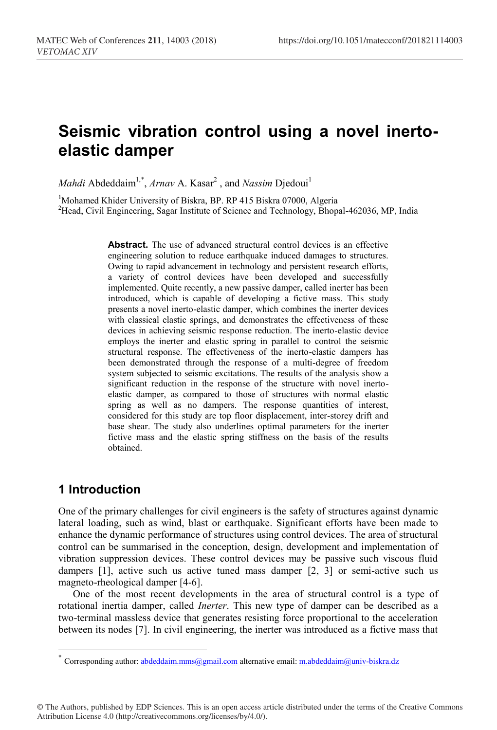# Seismic vibration control using a novel inerto-elastic damper

*Mahdi* Abdeddaim[1,*], *Arnav* A. Kasar[2] , and *Nassim* Djedoui[1]

[1]Mohamed Khider University of Biskra, BP. RP 415 Biskra 07000, Algeria
[2]Head, Civil Engineering, Sagar Institute of Science and Technology, Bhopal-462036, MP, India

**Abstract.** The use of advanced structural control devices is an effective engineering solution to reduce earthquake induced damages to structures. Owing to rapid advancement in technology and persistent research efforts, a variety of control devices have been developed and successfully implemented. Quite recently, a new passive damper, called inerter has been introduced, which is capable of developing a fictive mass. This study presents a novel inerto-elastic damper, which combines the inerter devices with classical elastic springs, and demonstrates the effectiveness of these devices in achieving seismic response reduction. The inerto-elastic device employs the inerter and elastic spring in parallel to control the seismic structural response. The effectiveness of the inerto-elastic dampers has been demonstrated through the response of a multi-degree of freedom system subjected to seismic excitations. The results of the analysis show a significant reduction in the response of the structure with novel inerto-elastic damper, as compared to those of structures with normal elastic spring as well as no dampers. The response quantities of interest, considered for this study are top floor displacement, inter-storey drift and base shear. The study also underlines optimal parameters for the inerter fictive mass and the elastic spring stiffness on the basis of the results obtained.

## 1 Introduction

One of the primary challenges for civil engineers is the safety of structures against dynamic lateral loading, such as wind, blast or earthquake. Significant efforts have been made to enhance the dynamic performance of structures using control devices. The area of structural control can be summarised in the conception, design, development and implementation of vibration suppression devices. These control devices may be passive such viscous fluid dampers [1], active such us active tuned mass damper [2, 3] or semi-active such us magneto-rheological damper [4-6].

One of the most recent developments in the area of structural control is a type of rotational inertia damper, called *Inerter*. This new type of damper can be described as a two-terminal massless device that generates resisting force proportional to the acceleration between its nodes [7]. In civil engineering, the inerter was introduced as a fictive mass that

* Corresponding author: abdeddaim.mms@gmail.com alternative email: m.abdeddaim@univ-biskra.dz

© The Authors, published by EDP Sciences. This is an open access article distributed under the terms of the Creative Commons Attribution License 4.0 (http://creativecommons.org/licenses/by/4.0/).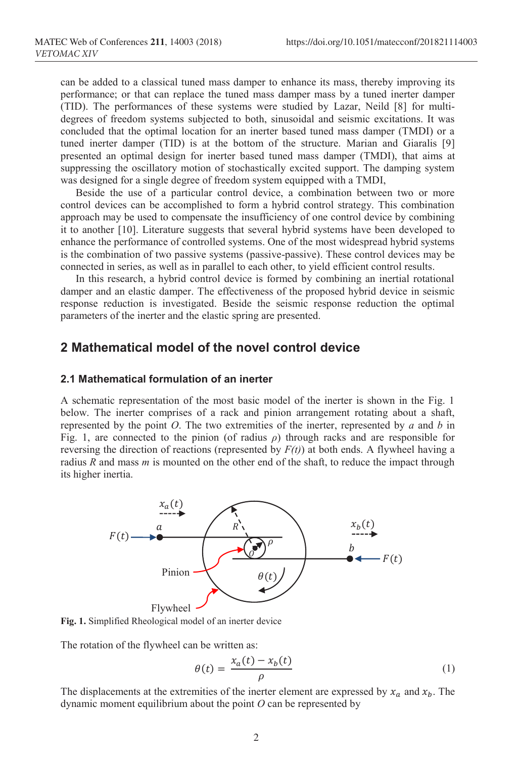can be added to a classical tuned mass damper to enhance its mass, thereby improving its performance; or that can replace the tuned mass damper mass by a tuned inerter damper (TID). The performances of these systems were studied by Lazar, Neild [8] for multi-degrees of freedom systems subjected to both, sinusoidal and seismic excitations. It was concluded that the optimal location for an inerter based tuned mass damper (TMDI) or a tuned inerter damper (TID) is at the bottom of the structure. Marian and Giaralis [9] presented an optimal design for inerter based tuned mass damper (TMDI), that aims at suppressing the oscillatory motion of stochastically excited support. The damping system was designed for a single degree of freedom system equipped with a TMDI,

Beside the use of a particular control device, a combination between two or more control devices can be accomplished to form a hybrid control strategy. This combination approach may be used to compensate the insufficiency of one control device by combining it to another [10]. Literature suggests that several hybrid systems have been developed to enhance the performance of controlled systems. One of the most widespread hybrid systems is the combination of two passive systems (passive-passive). These control devices may be connected in series, as well as in parallel to each other, to yield efficient control results.

In this research, a hybrid control device is formed by combining an inertial rotational damper and an elastic damper. The effectiveness of the proposed hybrid device in seismic response reduction is investigated. Beside the seismic response reduction the optimal parameters of the inerter and the elastic spring are presented.

## 2 Mathematical model of the novel control device

### 2.1 Mathematical formulation of an inerter

A schematic representation of the most basic model of the inerter is shown in the Fig. 1 below. The inerter comprises of a rack and pinion arrangement rotating about a shaft, represented by the point *O*. The two extremities of the inerter, represented by *a* and *b* in Fig. 1, are connected to the pinion (of radius $\rho$) through racks and are responsible for reversing the direction of reactions (represented by $F(t)$) at both ends. A flywheel having a radius *R* and mass *m* is mounted on the other end of the shaft, to reduce the impact through its higher inertia.

**Fig. 1.** Simplified Rheological model of an inerter device

The rotation of the flywheel can be written as:

$$\theta(t) = \frac{x_a(t) - x_b(t)}{\rho} \tag{1}$$

The displacements at the extremities of the inerter element are expressed by $x_a$ and $x_b$. The dynamic moment equilibrium about the point *O* can be represented by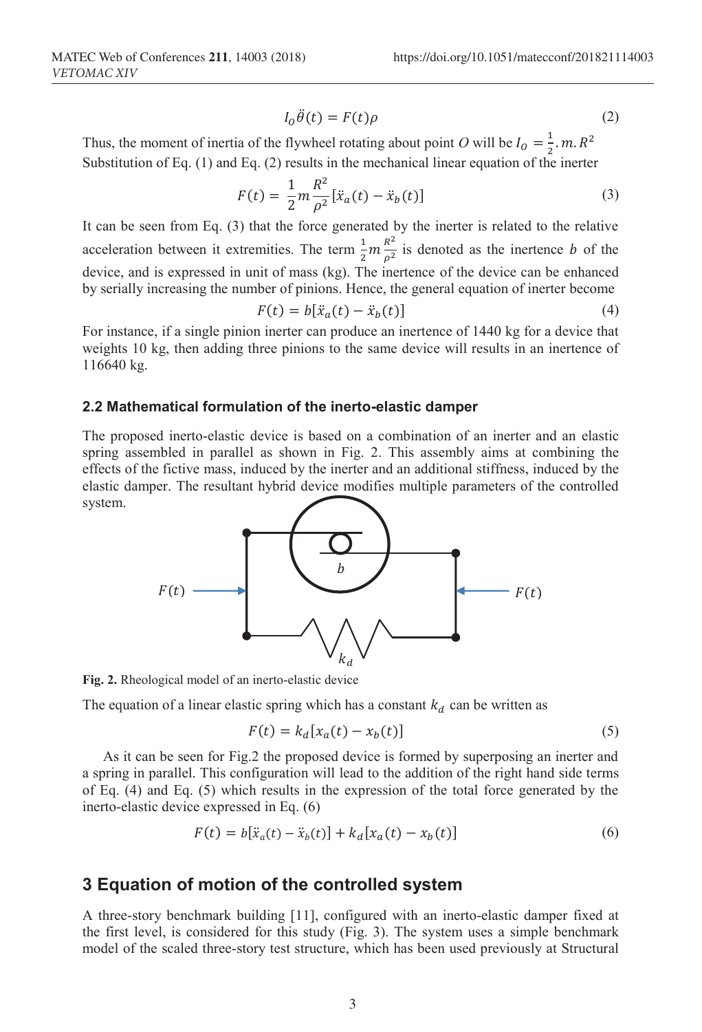$$I_O \ddot{\theta}(t) = F(t)\rho \tag{2}$$

Thus, the moment of inertia of the flywheel rotating about point $O$ will be $I_O = \frac{1}{2}.m.R^2$

Substitution of Eq. (1) and Eq. (2) results in the mechanical linear equation of the inerter

$$F(t) = \frac{1}{2} m \frac{R^2}{\rho^2} [\ddot{x}_a(t) - \ddot{x}_b(t)] \tag{3}$$

It can be seen from Eq. (3) that the force generated by the inerter is related to the relative acceleration between it extremities. The term $\frac{1}{2} m \frac{R^2}{\rho^2}$ is denoted as the inertence $b$ of the device, and is expressed in unit of mass (kg). The inertence of the device can be enhanced by serially increasing the number of pinions. Hence, the general equation of inerter become

$$F(t) = b[\ddot{x}_a(t) - \ddot{x}_b(t)] \tag{4}$$

For instance, if a single pinion inerter can produce an inertence of 1440 kg for a device that weights 10 kg, then adding three pinions to the same device will results in an inertence of 116640 kg.

### 2.2 Mathematical formulation of the inerto-elastic damper

The proposed inerto-elastic device is based on a combination of an inerter and an elastic spring assembled in parallel as shown in Fig. 2. This assembly aims at combining the effects of the fictive mass, induced by the inerter and an additional stiffness, induced by the elastic damper. The resultant hybrid device modifies multiple parameters of the controlled system.

**Fig. 2.** Rheological model of an inerto-elastic device

The equation of a linear elastic spring which has a constant $k_d$ can be written as

$$F(t) = k_d[x_a(t) - x_b(t)] \tag{5}$$

As it can be seen for Fig.2 the proposed device is formed by superposing an inerter and a spring in parallel. This configuration will lead to the addition of the right hand side terms of Eq. (4) and Eq. (5) which results in the expression of the total force generated by the inerto-elastic device expressed in Eq. (6)

$$F(t) = b[\ddot{x}_a(t) - \ddot{x}_b(t)] + k_d[x_a(t) - x_b(t)] \tag{6}$$

## 3 Equation of motion of the controlled system

A three-story benchmark building [11], configured with an inerto-elastic damper fixed at the first level, is considered for this study (Fig. 3). The system uses a simple benchmark model of the scaled three-story test structure, which has been used previously at Structural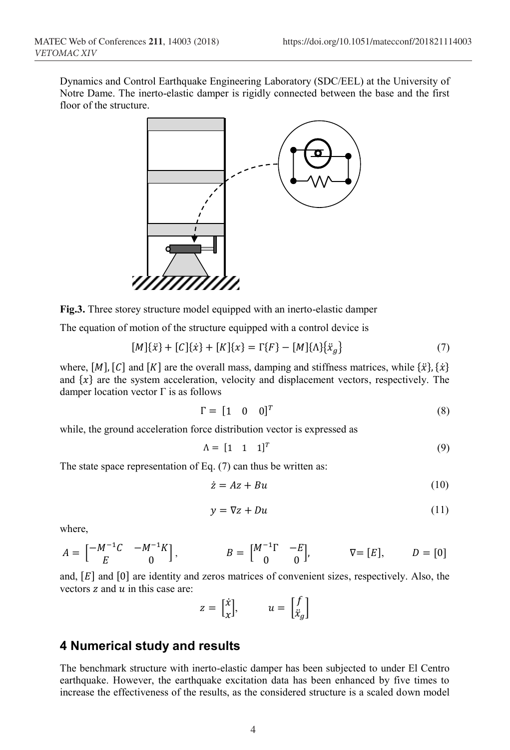Dynamics and Control Earthquake Engineering Laboratory (SDC/EEL) at the University of Notre Dame. The inerto-elastic damper is rigidly connected between the base and the first floor of the structure.

**Fig.3.** Three storey structure model equipped with an inerto-elastic damper

The equation of motion of the structure equipped with a control device is

$$[M]\{\ddot{x}\} + [C]\{\dot{x}\} + [K]\{x\} = \Gamma\{F\} - [M]\{\Lambda\}\{\ddot{x}_g\} \tag{7}$$

where, $[M]$, $[C]$ and $[K]$ are the overall mass, damping and stiffness matrices, while $\{\ddot{x}\}$, $\{\dot{x}\}$ and $\{x\}$ are the system acceleration, velocity and displacement vectors, respectively. The damper location vector $\Gamma$ is as follows

$$\Gamma = \begin{bmatrix} 1 & 0 & 0 \end{bmatrix}^T \tag{8}$$

while, the ground acceleration force distribution vector is expressed as

$$\Lambda = \begin{bmatrix} 1 & 1 & 1 \end{bmatrix}^T \tag{9}$$

The state space representation of Eq. (7) can thus be written as:

$$\dot{z} = Az + Bu \tag{10}$$

$$y = \nabla z + Du \tag{11}$$

where,

$$A = \begin{bmatrix} -M^{-1}C & -M^{-1}K \\ E & 0 \end{bmatrix}, \qquad B = \begin{bmatrix} M^{-1}\Gamma & -E \\ 0 & 0 \end{bmatrix}, \qquad \nabla = [E], \qquad D = [0]$$

and, $[E]$ and $[0]$ are identity and zeros matrices of convenient sizes, respectively. Also, the vectors $z$ and $u$ in this case are:

$$z = \begin{bmatrix} \dot{x} \\ x \end{bmatrix}, \qquad u = \begin{bmatrix} f \\ \ddot{x}_g \end{bmatrix}$$

## 4 Numerical study and results

The benchmark structure with inerto-elastic damper has been subjected to under El Centro earthquake. However, the earthquake excitation data has been enhanced by five times to increase the effectiveness of the results, as the considered structure is a scaled down model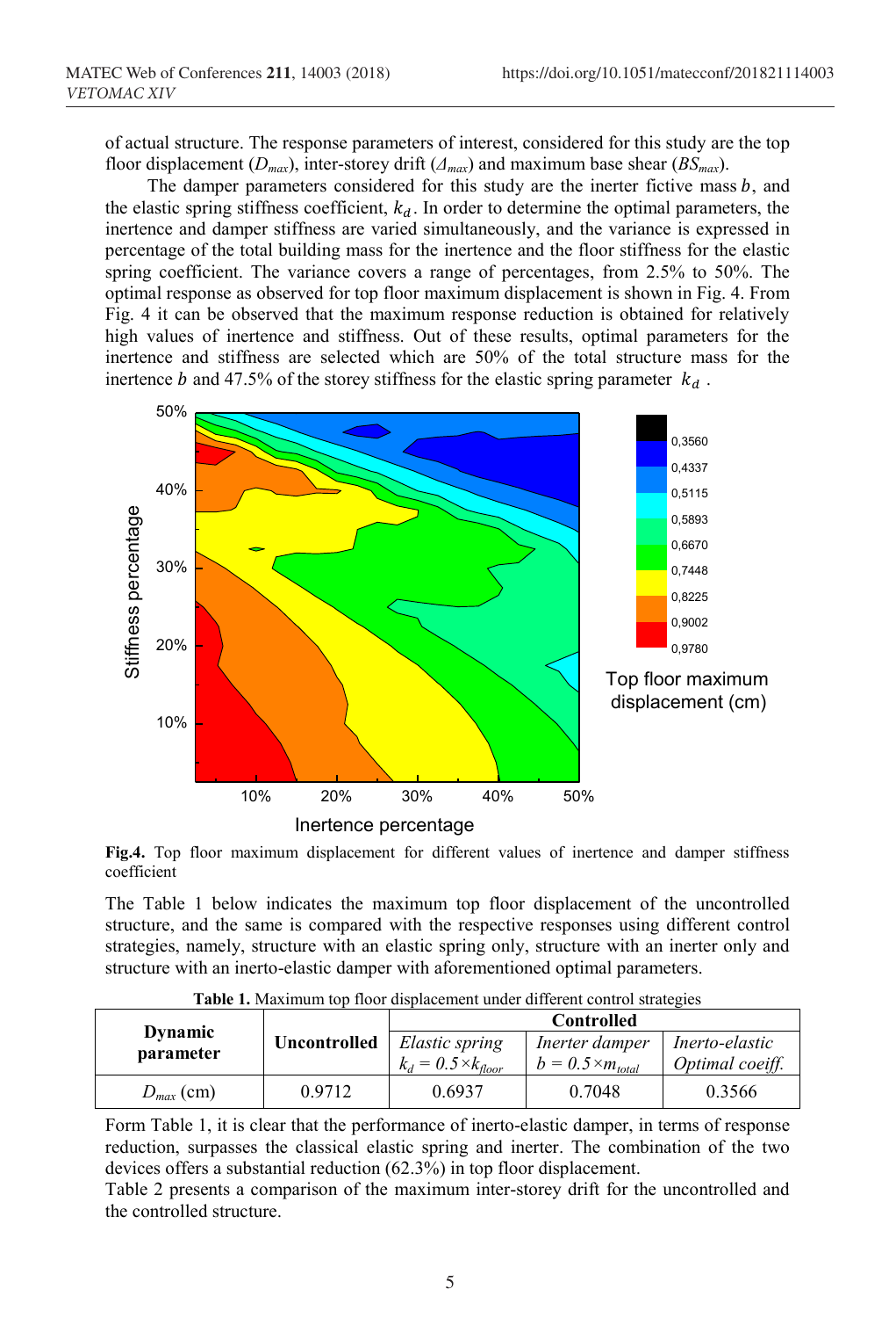of actual structure. The response parameters of interest, considered for this study are the top floor displacement ($D_{max}$), inter-storey drift ($\Delta_{max}$) and maximum base shear ($BS_{max}$).

The damper parameters considered for this study are the inerter fictive mass $b$, and the elastic spring stiffness coefficient, $k_d$. In order to determine the optimal parameters, the inertence and damper stiffness are varied simultaneously, and the variance is expressed in percentage of the total building mass for the inertence and the floor stiffness for the elastic spring coefficient. The variance covers a range of percentages, from 2.5% to 50%. The optimal response as observed for top floor maximum displacement is shown in Fig. 4. From Fig. 4 it can be observed that the maximum response reduction is obtained for relatively high values of inertence and stiffness. Out of these results, optimal parameters for the inertence and stiffness are selected which are 50% of the total structure mass for the inertence $b$ and 47.5% of the storey stiffness for the elastic spring parameter $k_d$.

**Fig.4.** Top floor maximum displacement for different values of inertence and damper stiffness coefficient

The Table 1 below indicates the maximum top floor displacement of the uncontrolled structure, and the same is compared with the respective responses using different control strategies, namely, structure with an elastic spring only, structure with an inerter only and structure with an inerto-elastic damper with aforementioned optimal parameters.

**Table 1.** Maximum top floor displacement under different control strategies

| Dynamic parameter | Uncontrolled | Controlled | | |
|---|---|---|---|---|
| | | *Elastic spring* $k_d = 0.5 \times k_{floor}$ | *Inerter damper* $b = 0.5 \times m_{total}$ | *Inerto-elastic Optimal coeff.* |
| $D_{max}$ (cm) | 0.9712 | 0.6937 | 0.7048 | 0.3566 |

Form Table 1, it is clear that the performance of inerto-elastic damper, in terms of response reduction, surpasses the classical elastic spring and inerter. The combination of the two devices offers a substantial reduction (62.3%) in top floor displacement.

Table 2 presents a comparison of the maximum inter-storey drift for the uncontrolled and the controlled structure.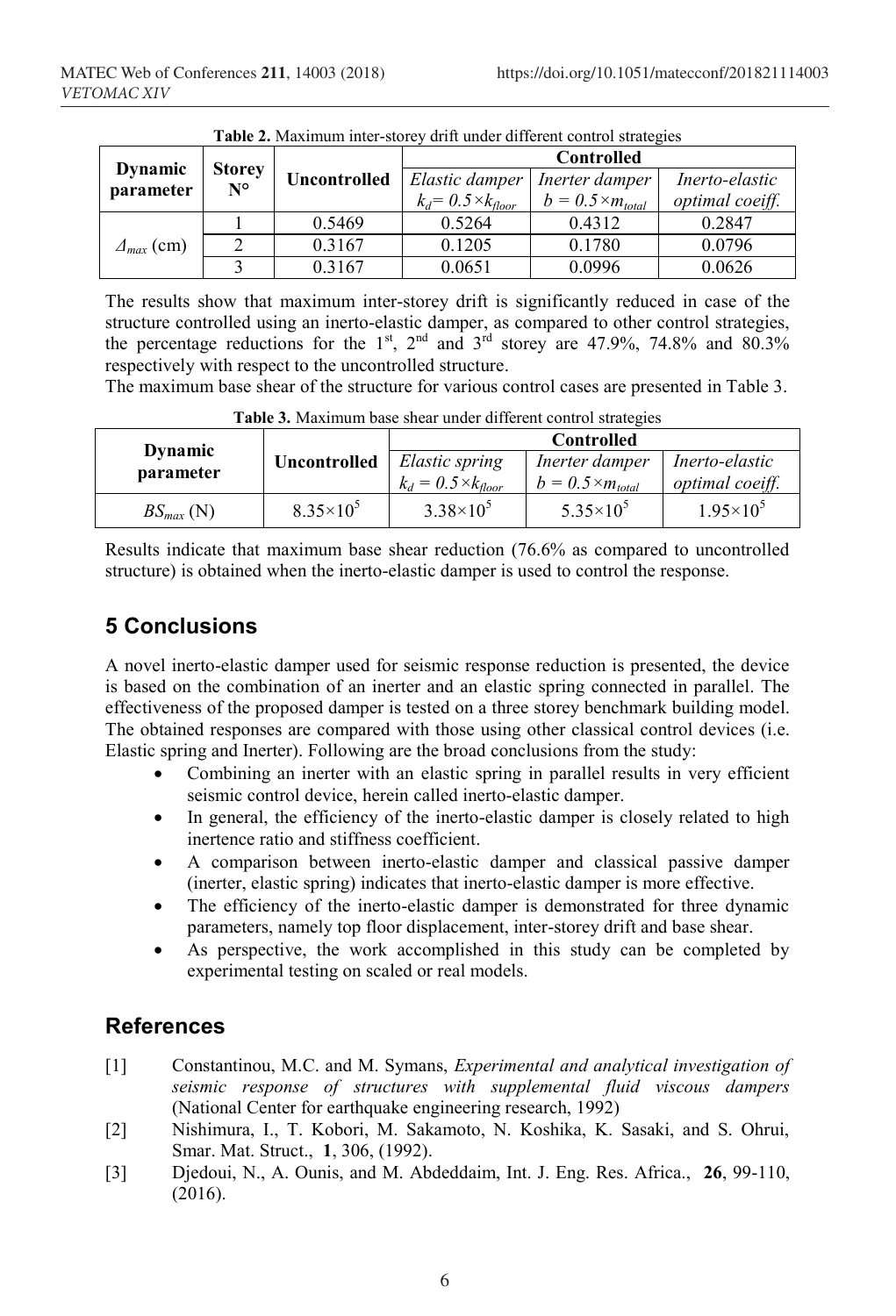**Table 2.** Maximum inter-storey drift under different control strategies

| Dynamic parameter | Storey N° | Uncontrolled | Controlled | | |
|---|---|---|---|---|---|
| | | | *Elastic damper* $k_d = 0.5\times k_{floor}$ | *Inerter damper* $b = 0.5\times m_{total}$ | *Inerto-elastic optimal coeiff.* |
| $\Delta_{max}$ (cm) | 1 | 0.5469 | 0.5264 | 0.4312 | 0.2847 |
| | 2 | 0.3167 | 0.1205 | 0.1780 | 0.0796 |
| | 3 | 0.3167 | 0.0651 | 0.0996 | 0.0626 |

The results show that maximum inter-storey drift is significantly reduced in case of the structure controlled using an inerto-elastic damper, as compared to other control strategies, the percentage reductions for the 1st, 2nd and 3rd storey are 47.9%, 74.8% and 80.3% respectively with respect to the uncontrolled structure.

The maximum base shear of the structure for various control cases are presented in Table 3.

**Table 3.** Maximum base shear under different control strategies

| Dynamic parameter | Uncontrolled | Controlled | | |
|---|---|---|---|---|
| | | *Elastic spring* $k_d = 0.5\times k_{floor}$ | *Inerter damper* $b = 0.5\times m_{total}$ | *Inerto-elastic optimal coeiff.* |
| $BS_{max}$ (N) | $8.35\times10^5$ | $3.38\times10^5$ | $5.35\times10^5$ | $1.95\times10^5$ |

Results indicate that maximum base shear reduction (76.6% as compared to uncontrolled structure) is obtained when the inerto-elastic damper is used to control the response.

## 5 Conclusions

A novel inerto-elastic damper used for seismic response reduction is presented, the device is based on the combination of an inerter and an elastic spring connected in parallel. The effectiveness of the proposed damper is tested on a three storey benchmark building model. The obtained responses are compared with those using other classical control devices (i.e. Elastic spring and Inerter). Following are the broad conclusions from the study:

- Combining an inerter with an elastic spring in parallel results in very efficient seismic control device, herein called inerto-elastic damper.
- In general, the efficiency of the inerto-elastic damper is closely related to high inertence ratio and stiffness coefficient.
- A comparison between inerto-elastic damper and classical passive damper (inerter, elastic spring) indicates that inerto-elastic damper is more effective.
- The efficiency of the inerto-elastic damper is demonstrated for three dynamic parameters, namely top floor displacement, inter-storey drift and base shear.
- As perspective, the work accomplished in this study can be completed by experimental testing on scaled or real models.

## References

[1] Constantinou, M.C. and M. Symans, *Experimental and analytical investigation of seismic response of structures with supplemental fluid viscous dampers* (National Center for earthquake engineering research, 1992)

[2] Nishimura, I., T. Kobori, M. Sakamoto, N. Koshika, K. Sasaki, and S. Ohrui, Smar. Mat. Struct., **1**, 306, (1992).

[3] Djedoui, N., A. Ounis, and M. Abdeddaim, Int. J. Eng. Res. Africa., **26**, 99-110, (2016).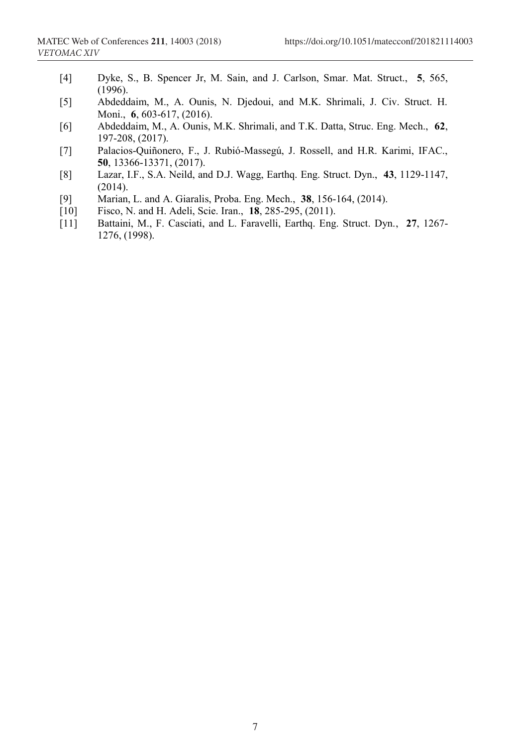[4] Dyke, S., B. Spencer Jr, M. Sain, and J. Carlson, Smar. Mat. Struct., **5**, 565, (1996).

[5] Abdeddaim, M., A. Ounis, N. Djedoui, and M.K. Shrimali, J. Civ. Struct. H. Moni., **6**, 603-617, (2016).

[6] Abdeddaim, M., A. Ounis, M.K. Shrimali, and T.K. Datta, Struc. Eng. Mech., **62**, 197-208, (2017).

[7] Palacios-Quiñonero, F., J. Rubió-Massegú, J. Rossell, and H.R. Karimi, IFAC., **50**, 13366-13371, (2017).

[8] Lazar, I.F., S.A. Neild, and D.J. Wagg, Earthq. Eng. Struct. Dyn., **43**, 1129-1147, (2014).

[9] Marian, L. and A. Giaralis, Proba. Eng. Mech., **38**, 156-164, (2014).

[10] Fisco, N. and H. Adeli, Scie. Iran., **18**, 285-295, (2011).

[11] Battaini, M., F. Casciati, and L. Faravelli, Earthq. Eng. Struct. Dyn., **27**, 1267-1276, (1998).